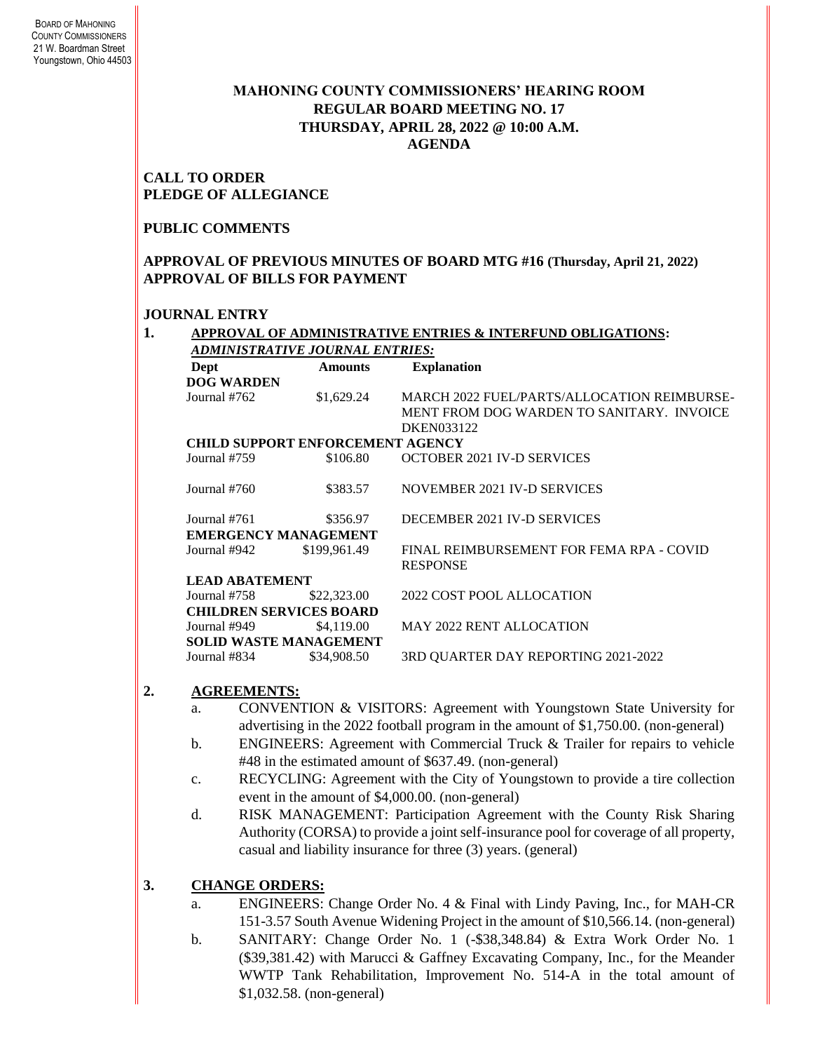BOARD OF MAHONING COUNTY COMMISSIONERS
21 W. Boardman Street
Youngstown, Ohio 44503

# MAHONING COUNTY COMMISSIONERS' HEARING ROOM
# REGULAR BOARD MEETING NO. 17
# THURSDAY, APRIL 28, 2022 @ 10:00 A.M.
# AGENDA

**CALL TO ORDER**
**PLEDGE OF ALLEGIANCE**

**PUBLIC COMMENTS**

**APPROVAL OF PREVIOUS MINUTES OF BOARD MTG #16 (Thursday, April 21, 2022)**
**APPROVAL OF BILLS FOR PAYMENT**

**JOURNAL ENTRY**

**1. APPROVAL OF ADMINISTRATIVE ENTRIES & INTERFUND OBLIGATIONS:**

***ADMINISTRATIVE JOURNAL ENTRIES:***

| Dept | Amounts | Explanation |
|---|---|---|
| **DOG WARDEN** | | |
| Journal #762 | $1,629.24 | MARCH 2022 FUEL/PARTS/ALLOCATION REIMBURSE-MENT FROM DOG WARDEN TO SANITARY. INVOICE DKEN033122 |
| **CHILD SUPPORT ENFORCEMENT AGENCY** | | |
| Journal #759 | $106.80 | OCTOBER 2021 IV-D SERVICES |
| Journal #760 | $383.57 | NOVEMBER 2021 IV-D SERVICES |
| Journal #761 | $356.97 | DECEMBER 2021 IV-D SERVICES |
| **EMERGENCY MANAGEMENT** | | |
| Journal #942 | $199,961.49 | FINAL REIMBURSEMENT FOR FEMA RPA - COVID RESPONSE |
| **LEAD ABATEMENT** | | |
| Journal #758 | $22,323.00 | 2022 COST POOL ALLOCATION |
| **CHILDREN SERVICES BOARD** | | |
| Journal #949 | $4,119.00 | MAY 2022 RENT ALLOCATION |
| **SOLID WASTE MANAGEMENT** | | |
| Journal #834 | $34,908.50 | 3RD QUARTER DAY REPORTING 2021-2022 |

**2. AGREEMENTS:**

a. CONVENTION & VISITORS: Agreement with Youngstown State University for advertising in the 2022 football program in the amount of $1,750.00. (non-general)

b. ENGINEERS: Agreement with Commercial Truck & Trailer for repairs to vehicle #48 in the estimated amount of $637.49. (non-general)

c. RECYCLING: Agreement with the City of Youngstown to provide a tire collection event in the amount of $4,000.00. (non-general)

d. RISK MANAGEMENT: Participation Agreement with the County Risk Sharing Authority (CORSA) to provide a joint self-insurance pool for coverage of all property, casual and liability insurance for three (3) years. (general)

**3. CHANGE ORDERS:**

a. ENGINEERS: Change Order No. 4 & Final with Lindy Paving, Inc., for MAH-CR 151-3.57 South Avenue Widening Project in the amount of $10,566.14. (non-general)

b. SANITARY: Change Order No. 1 (-$38,348.84) & Extra Work Order No. 1 ($39,381.42) with Marucci & Gaffney Excavating Company, Inc., for the Meander WWTP Tank Rehabilitation, Improvement No. 514-A in the total amount of $1,032.58. (non-general)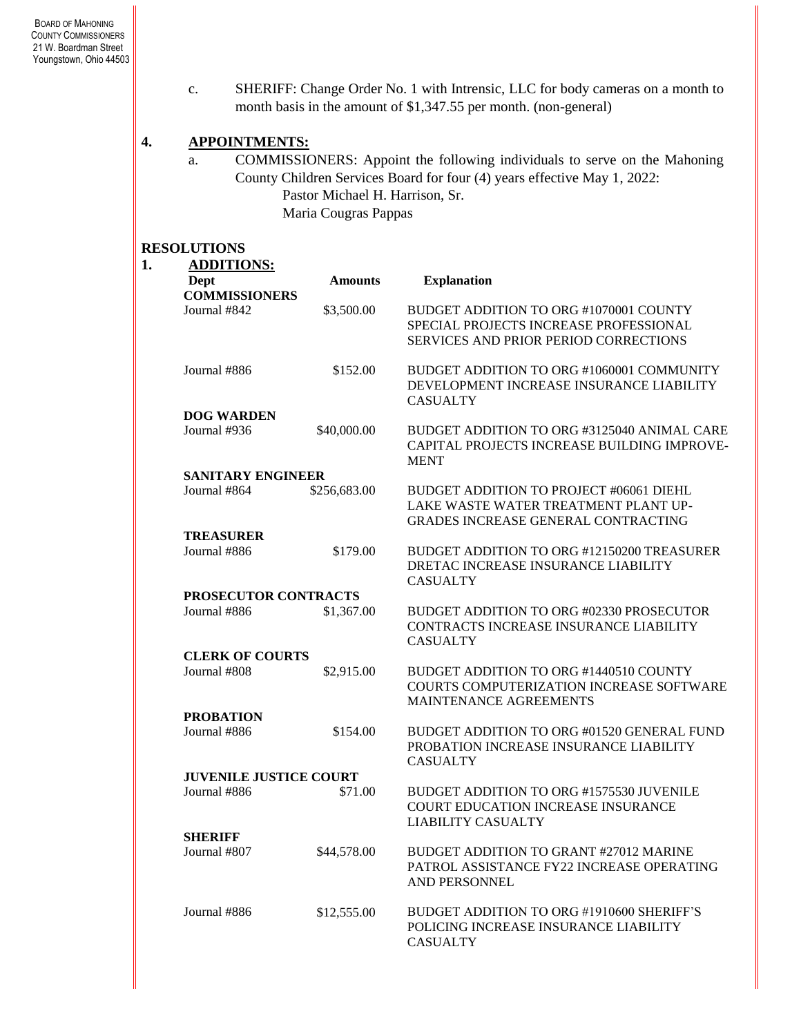c. SHERIFF: Change Order No. 1 with Intrensic, LLC for body cameras on a month to month basis in the amount of $1,347.55 per month. (non-general)

**4. APPOINTMENTS:**

a. COMMISSIONERS: Appoint the following individuals to serve on the Mahoning County Children Services Board for four (4) years effective May 1, 2022:

Pastor Michael H. Harrison, Sr.
Maria Cougras Pappas

## RESOLUTIONS

**1. ADDITIONS:**

| Dept | Amounts | Explanation |
|---|---|---|
| **COMMISSIONERS** | | |
| Journal #842 | $3,500.00 | BUDGET ADDITION TO ORG #1070001 COUNTY SPECIAL PROJECTS INCREASE PROFESSIONAL SERVICES AND PRIOR PERIOD CORRECTIONS |
| Journal #886 | $152.00 | BUDGET ADDITION TO ORG #1060001 COMMUNITY DEVELOPMENT INCREASE INSURANCE LIABILITY CASUALTY |
| **DOG WARDEN** | | |
| Journal #936 | $40,000.00 | BUDGET ADDITION TO ORG #3125040 ANIMAL CARE CAPITAL PROJECTS INCREASE BUILDING IMPROVE-MENT |
| **SANITARY ENGINEER** | | |
| Journal #864 | $256,683.00 | BUDGET ADDITION TO PROJECT #06061 DIEHL LAKE WASTE WATER TREATMENT PLANT UP-GRADES INCREASE GENERAL CONTRACTING |
| **TREASURER** | | |
| Journal #886 | $179.00 | BUDGET ADDITION TO ORG #12150200 TREASURER DRETAC INCREASE INSURANCE LIABILITY CASUALTY |
| **PROSECUTOR CONTRACTS** | | |
| Journal #886 | $1,367.00 | BUDGET ADDITION TO ORG #02330 PROSECUTOR CONTRACTS INCREASE INSURANCE LIABILITY CASUALTY |
| **CLERK OF COURTS** | | |
| Journal #808 | $2,915.00 | BUDGET ADDITION TO ORG #1440510 COUNTY COURTS COMPUTERIZATION INCREASE SOFTWARE MAINTENANCE AGREEMENTS |
| **PROBATION** | | |
| Journal #886 | $154.00 | BUDGET ADDITION TO ORG #01520 GENERAL FUND PROBATION INCREASE INSURANCE LIABILITY CASUALTY |
| **JUVENILE JUSTICE COURT** | | |
| Journal #886 | $71.00 | BUDGET ADDITION TO ORG #1575530 JUVENILE COURT EDUCATION INCREASE INSURANCE LIABILITY CASUALTY |
| **SHERIFF** | | |
| Journal #807 | $44,578.00 | BUDGET ADDITION TO GRANT #27012 MARINE PATROL ASSISTANCE FY22 INCREASE OPERATING AND PERSONNEL |
| Journal #886 | $12,555.00 | BUDGET ADDITION TO ORG #1910600 SHERIFF'S POLICING INCREASE INSURANCE LIABILITY CASUALTY |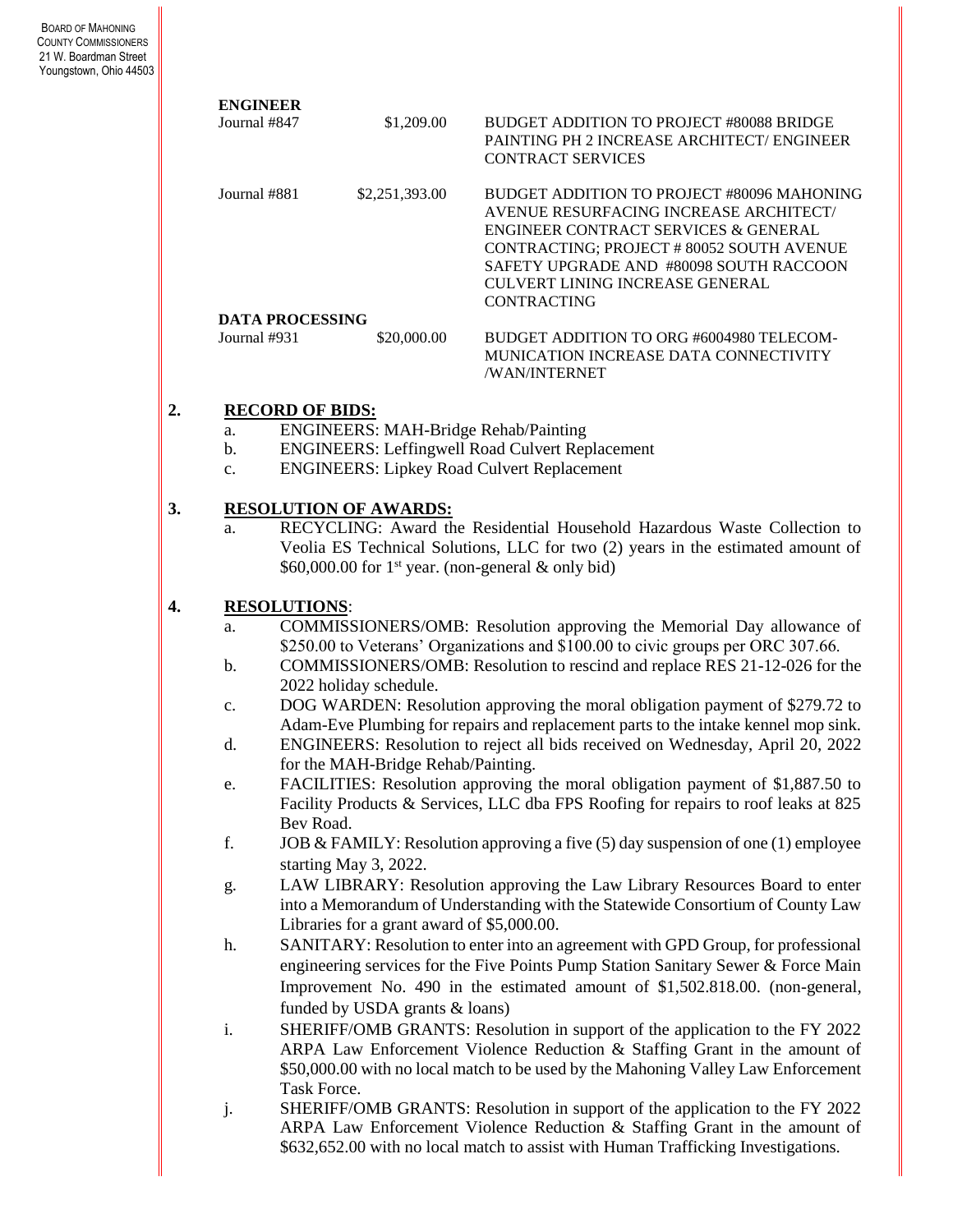**ENGINEER**

| | | |
|---|---|---|
| Journal #847 | $1,209.00 | BUDGET ADDITION TO PROJECT #80088 BRIDGE PAINTING PH 2 INCREASE ARCHITECT/ ENGINEER CONTRACT SERVICES |
| Journal #881 | $2,251,393.00 | BUDGET ADDITION TO PROJECT #80096 MAHONING AVENUE RESURFACING INCREASE ARCHITECT/ ENGINEER CONTRACT SERVICES & GENERAL CONTRACTING; PROJECT # 80052 SOUTH AVENUE SAFETY UPGRADE AND #80098 SOUTH RACCOON CULVERT LINING INCREASE GENERAL CONTRACTING |

**DATA PROCESSING**

| | | |
|---|---|---|
| Journal #931 | $20,000.00 | BUDGET ADDITION TO ORG #6004980 TELECOM-MUNICATION INCREASE DATA CONNECTIVITY /WAN/INTERNET |

**2. RECORD OF BIDS:**

a. ENGINEERS: MAH-Bridge Rehab/Painting
b. ENGINEERS: Leffingwell Road Culvert Replacement
c. ENGINEERS: Lipkey Road Culvert Replacement

**3. RESOLUTION OF AWARDS:**

a. RECYCLING: Award the Residential Household Hazardous Waste Collection to Veolia ES Technical Solutions, LLC for two (2) years in the estimated amount of $60,000.00 for 1st year. (non-general & only bid)

**4. RESOLUTIONS:**

a. COMMISSIONERS/OMB: Resolution approving the Memorial Day allowance of $250.00 to Veterans' Organizations and $100.00 to civic groups per ORC 307.66.
b. COMMISSIONERS/OMB: Resolution to rescind and replace RES 21-12-026 for the 2022 holiday schedule.
c. DOG WARDEN: Resolution approving the moral obligation payment of $279.72 to Adam-Eve Plumbing for repairs and replacement parts to the intake kennel mop sink.
d. ENGINEERS: Resolution to reject all bids received on Wednesday, April 20, 2022 for the MAH-Bridge Rehab/Painting.
e. FACILITIES: Resolution approving the moral obligation payment of $1,887.50 to Facility Products & Services, LLC dba FPS Roofing for repairs to roof leaks at 825 Bev Road.
f. JOB & FAMILY: Resolution approving a five (5) day suspension of one (1) employee starting May 3, 2022.
g. LAW LIBRARY: Resolution approving the Law Library Resources Board to enter into a Memorandum of Understanding with the Statewide Consortium of County Law Libraries for a grant award of $5,000.00.
h. SANITARY: Resolution to enter into an agreement with GPD Group, for professional engineering services for the Five Points Pump Station Sanitary Sewer & Force Main Improvement No. 490 in the estimated amount of $1,502.818.00. (non-general, funded by USDA grants & loans)
i. SHERIFF/OMB GRANTS: Resolution in support of the application to the FY 2022 ARPA Law Enforcement Violence Reduction & Staffing Grant in the amount of $50,000.00 with no local match to be used by the Mahoning Valley Law Enforcement Task Force.
j. SHERIFF/OMB GRANTS: Resolution in support of the application to the FY 2022 ARPA Law Enforcement Violence Reduction & Staffing Grant in the amount of $632,652.00 with no local match to assist with Human Trafficking Investigations.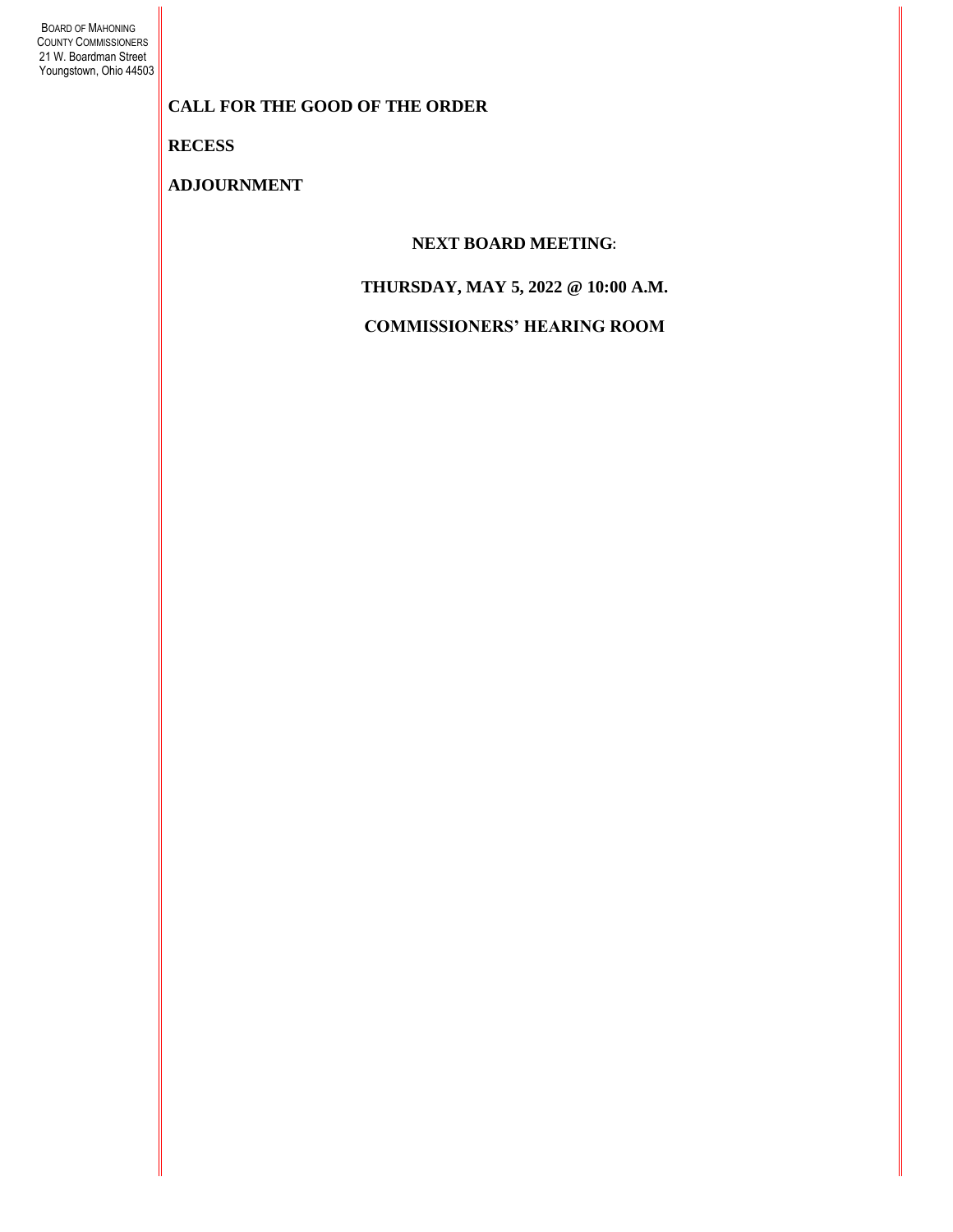**CALL FOR THE GOOD OF THE ORDER**

**RECESS**

**ADJOURNMENT**

**NEXT BOARD MEETING**:

**THURSDAY, MAY 5, 2022 @ 10:00 A.M.**

**COMMISSIONERS' HEARING ROOM**